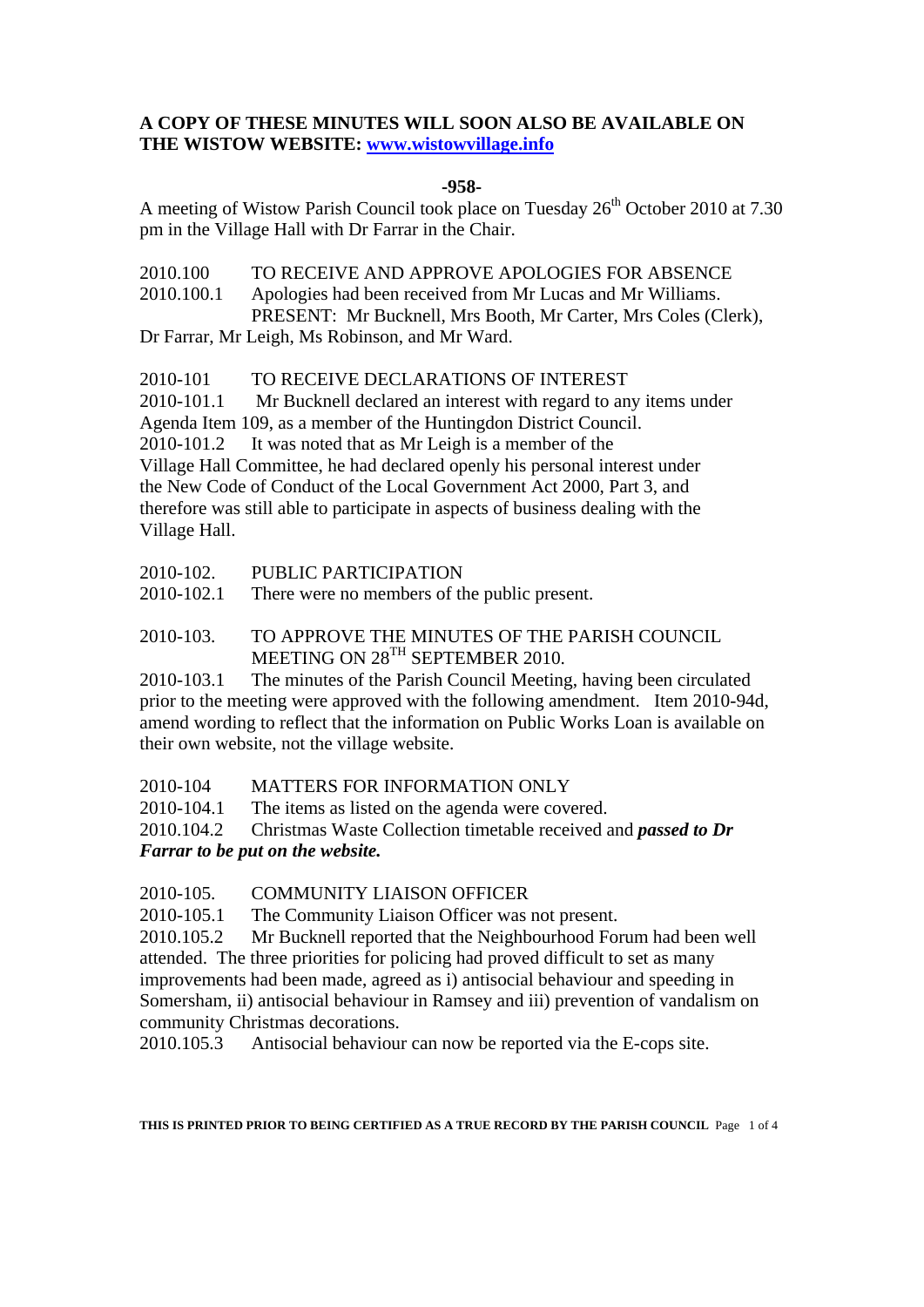**A COPY OF THESE MINUTES WILL SOON ALSO BE AVAILABLE ON THE WISTOW WEBSITE: [www.wistowvillage.info](http://www.wistowvillage.info)**

**-958-**

A meeting of Wistow Parish Council took place on Tuesday 26th October 2010 at 7.30 pm in the Village Hall with Dr Farrar in the Chair.

2010.100 TO RECEIVE AND APPROVE APOLOGIES FOR ABSENCE

2010.100.1 Apologies had been received from Mr Lucas and Mr Williams. PRESENT: Mr Bucknell, Mrs Booth, Mr Carter, Mrs Coles (Clerk), Dr Farrar, Mr Leigh, Ms Robinson, and Mr Ward.

2010-101 TO RECEIVE DECLARATIONS OF INTEREST

2010-101.1 Mr Bucknell declared an interest with regard to any items under Agenda Item 109, as a member of the Huntingdon District Council.

2010-101.2 It was noted that as Mr Leigh is a member of the Village Hall Committee, he had declared openly his personal interest under the New Code of Conduct of the Local Government Act 2000, Part 3, and therefore was still able to participate in aspects of business dealing with the Village Hall.

2010-102. PUBLIC PARTICIPATION

2010-102.1 There were no members of the public present.

2010-103. TO APPROVE THE MINUTES OF THE PARISH COUNCIL MEETING ON 28TH SEPTEMBER 2010.

2010-103.1 The minutes of the Parish Council Meeting, having been circulated prior to the meeting were approved with the following amendment. Item 2010-94d, amend wording to reflect that the information on Public Works Loan is available on their own website, not the village website.

2010-104 MATTERS FOR INFORMATION ONLY

2010-104.1 The items as listed on the agenda were covered.

2010.104.2 Christmas Waste Collection timetable received and ***passed to Dr Farrar to be put on the website.***

2010-105. COMMUNITY LIAISON OFFICER

2010-105.1 The Community Liaison Officer was not present.

2010.105.2 Mr Bucknell reported that the Neighbourhood Forum had been well attended. The three priorities for policing had proved difficult to set as many improvements had been made, agreed as i) antisocial behaviour and speeding in Somersham, ii) antisocial behaviour in Ramsey and iii) prevention of vandalism on community Christmas decorations.

2010.105.3 Antisocial behaviour can now be reported via the E-cops site.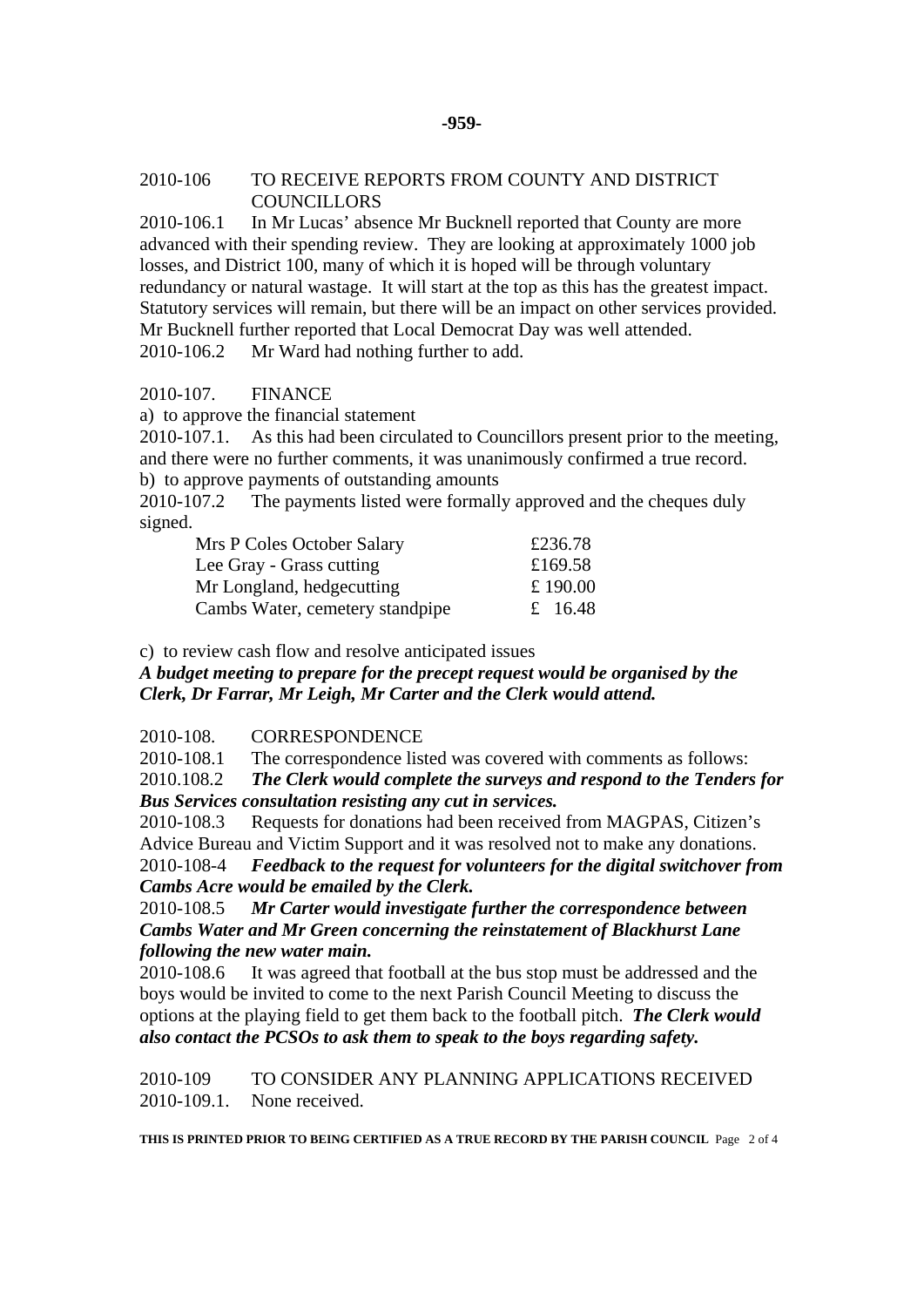2010-106 TO RECEIVE REPORTS FROM COUNTY AND DISTRICT COUNCILLORS

2010-106.1 In Mr Lucas' absence Mr Bucknell reported that County are more advanced with their spending review. They are looking at approximately 1000 job losses, and District 100, many of which it is hoped will be through voluntary redundancy or natural wastage. It will start at the top as this has the greatest impact. Statutory services will remain, but there will be an impact on other services provided. Mr Bucknell further reported that Local Democrat Day was well attended.

2010-106.2 Mr Ward had nothing further to add.

2010-107. FINANCE

a) to approve the financial statement

2010-107.1. As this had been circulated to Councillors present prior to the meeting, and there were no further comments, it was unanimously confirmed a true record.

b) to approve payments of outstanding amounts

2010-107.2 The payments listed were formally approved and the cheques duly signed.

| | |
|---|---|
| Mrs P Coles October Salary | £236.78 |
| Lee Gray - Grass cutting | £169.58 |
| Mr Longland, hedgecutting | £ 190.00 |
| Cambs Water, cemetery standpipe | £ 16.48 |

c) to review cash flow and resolve anticipated issues

***A budget meeting to prepare for the precept request would be organised by the Clerk, Dr Farrar, Mr Leigh, Mr Carter and the Clerk would attend.***

2010-108. CORRESPONDENCE

2010-108.1 The correspondence listed was covered with comments as follows:

2010.108.2 ***The Clerk would complete the surveys and respond to the Tenders for Bus Services consultation resisting any cut in services.***

2010-108.3 Requests for donations had been received from MAGPAS, Citizen's Advice Bureau and Victim Support and it was resolved not to make any donations.

2010-108-4 ***Feedback to the request for volunteers for the digital switchover from Cambs Acre would be emailed by the Clerk.***

2010-108.5 ***Mr Carter would investigate further the correspondence between Cambs Water and Mr Green concerning the reinstatement of Blackhurst Lane following the new water main.***

2010-108.6 It was agreed that football at the bus stop must be addressed and the boys would be invited to come to the next Parish Council Meeting to discuss the options at the playing field to get them back to the football pitch. ***The Clerk would also contact the PCSOs to ask them to speak to the boys regarding safety.***

2010-109 TO CONSIDER ANY PLANNING APPLICATIONS RECEIVED

2010-109.1. None received.

**THIS IS PRINTED PRIOR TO BEING CERTIFIED AS A TRUE RECORD BY THE PARISH COUNCIL**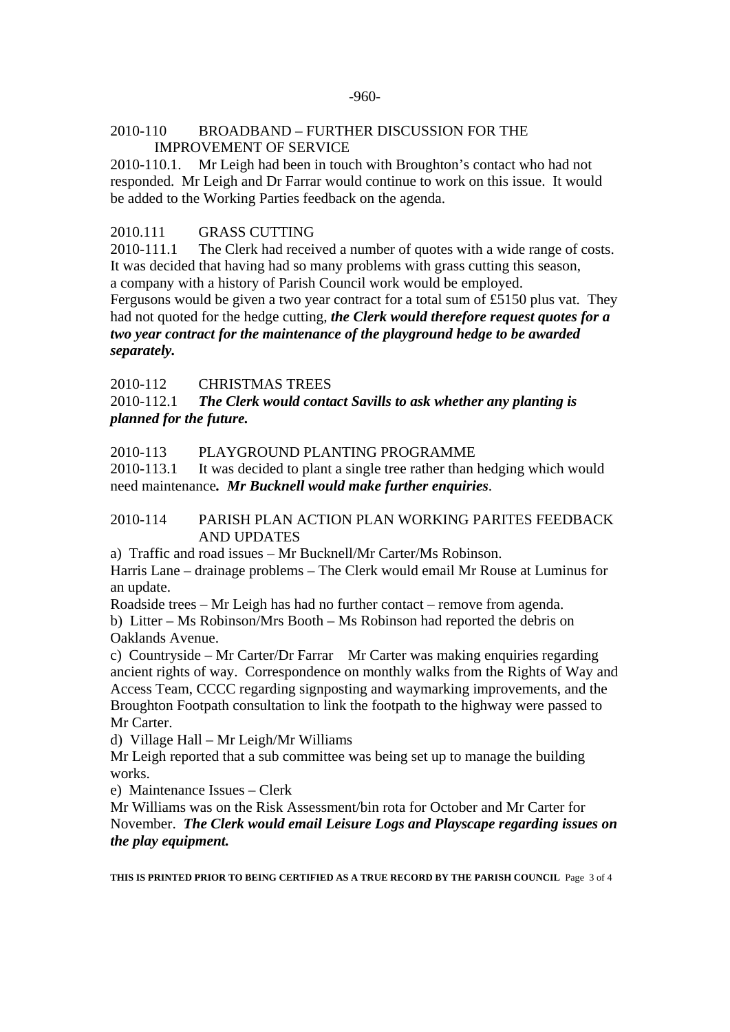2010-110 BROADBAND – FURTHER DISCUSSION FOR THE IMPROVEMENT OF SERVICE

2010-110.1. Mr Leigh had been in touch with Broughton's contact who had not responded. Mr Leigh and Dr Farrar would continue to work on this issue. It would be added to the Working Parties feedback on the agenda.

2010.111 GRASS CUTTING

2010-111.1 The Clerk had received a number of quotes with a wide range of costs. It was decided that having had so many problems with grass cutting this season, a company with a history of Parish Council work would be employed. Fergusons would be given a two year contract for a total sum of £5150 plus vat. They had not quoted for the hedge cutting, ***the Clerk would therefore request quotes for a two year contract for the maintenance of the playground hedge to be awarded separately.***

2010-112 CHRISTMAS TREES

2010-112.1 ***The Clerk would contact Savills to ask whether any planting is planned for the future.***

2010-113 PLAYGROUND PLANTING PROGRAMME

2010-113.1 It was decided to plant a single tree rather than hedging which would need maintenance***. Mr Bucknell would make further enquiries***.

2010-114 PARISH PLAN ACTION PLAN WORKING PARITES FEEDBACK AND UPDATES

a) Traffic and road issues – Mr Bucknell/Mr Carter/Ms Robinson.
Harris Lane – drainage problems – The Clerk would email Mr Rouse at Luminus for an update.
Roadside trees – Mr Leigh has had no further contact – remove from agenda.

b) Litter – Ms Robinson/Mrs Booth – Ms Robinson had reported the debris on Oaklands Avenue.

c) Countryside – Mr Carter/Dr Farrar Mr Carter was making enquiries regarding ancient rights of way. Correspondence on monthly walks from the Rights of Way and Access Team, CCCC regarding signposting and waymarking improvements, and the Broughton Footpath consultation to link the footpath to the highway were passed to Mr Carter.

d) Village Hall – Mr Leigh/Mr Williams
Mr Leigh reported that a sub committee was being set up to manage the building works.

e) Maintenance Issues – Clerk
Mr Williams was on the Risk Assessment/bin rota for October and Mr Carter for November. ***The Clerk would email Leisure Logs and Playscape regarding issues on the play equipment.***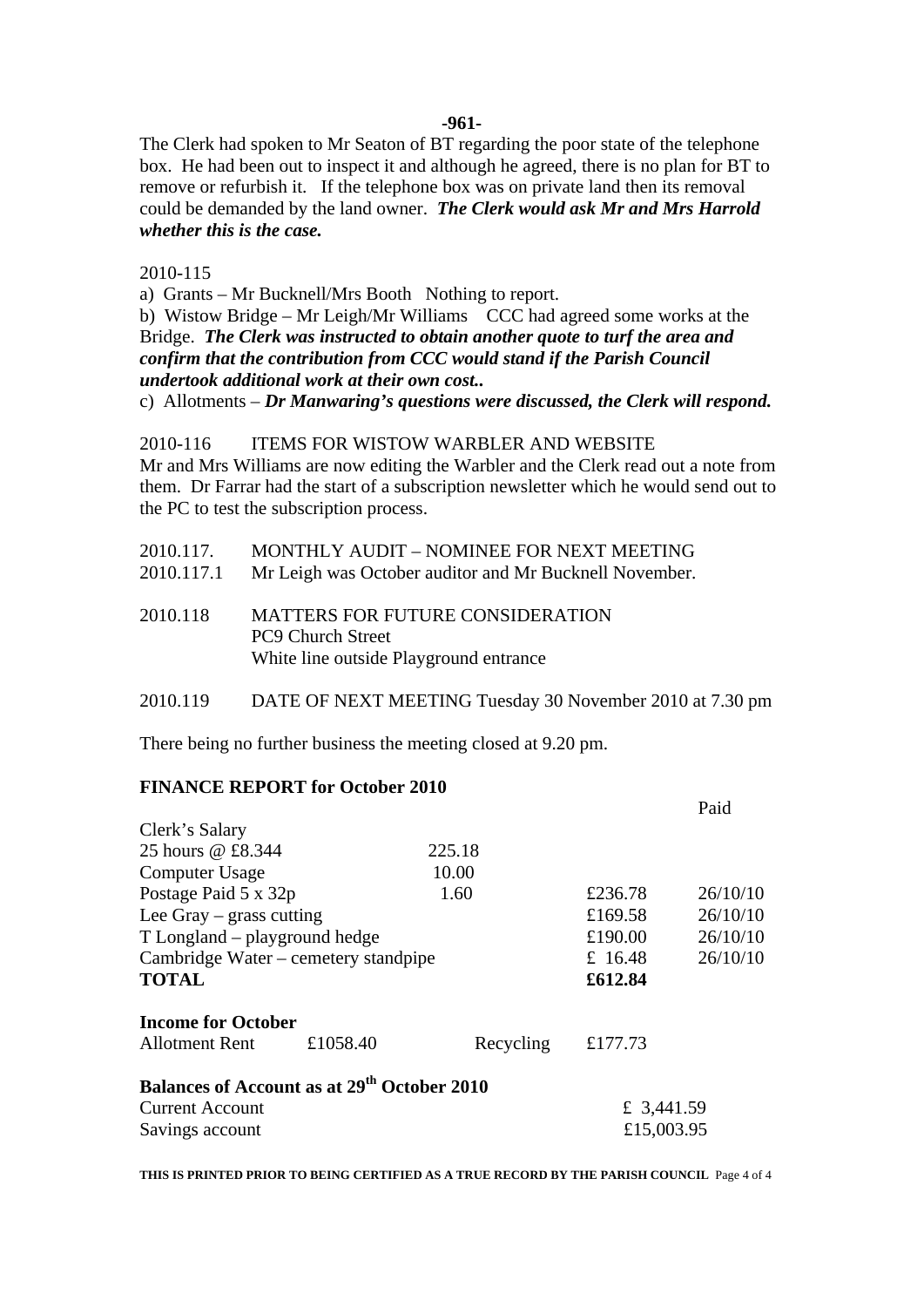-961-

The Clerk had spoken to Mr Seaton of BT regarding the poor state of the telephone box. He had been out to inspect it and although he agreed, there is no plan for BT to remove or refurbish it. If the telephone box was on private land then its removal could be demanded by the land owner. ***The Clerk would ask Mr and Mrs Harrold whether this is the case.***

2010-115

a) Grants – Mr Bucknell/Mrs Booth Nothing to report.

b) Wistow Bridge – Mr Leigh/Mr Williams CCC had agreed some works at the Bridge. ***The Clerk was instructed to obtain another quote to turf the area and confirm that the contribution from CCC would stand if the Parish Council undertook additional work at their own cost..***

c) Allotments – ***Dr Manwaring's questions were discussed, the Clerk will respond.***

2010-116 ITEMS FOR WISTOW WARBLER AND WEBSITE

Mr and Mrs Williams are now editing the Warbler and the Clerk read out a note from them. Dr Farrar had the start of a subscription newsletter which he would send out to the PC to test the subscription process.

2010.117. MONTHLY AUDIT – NOMINEE FOR NEXT MEETING

2010.117.1 Mr Leigh was October auditor and Mr Bucknell November.

2010.118 MATTERS FOR FUTURE CONSIDERATION
PC9 Church Street
White line outside Playground entrance

2010.119 DATE OF NEXT MEETING Tuesday 30 November 2010 at 7.30 pm

There being no further business the meeting closed at 9.20 pm.

**FINANCE REPORT for October 2010**

| | | | Paid |
|---|---|---|---|
| Clerk's Salary | | | |
| 25 hours @ £8.344 | 225.18 | | |
| Computer Usage | 10.00 | | |
| Postage Paid 5 x 32p | 1.60 | £236.78 | 26/10/10 |
| Lee Gray – grass cutting | | £169.58 | 26/10/10 |
| T Longland – playground hedge | | £190.00 | 26/10/10 |
| Cambridge Water – cemetery standpipe | | £ 16.48 | 26/10/10 |
| **TOTAL** | | **£612.84** | |

**Income for October**

| | | | |
|---|---|---|---|
| Allotment Rent | £1058.40 | Recycling | £177.73 |

**Balances of Account as at 29th October 2010**

| | |
|---|---|
| Current Account | £ 3,441.59 |
| Savings account | £15,003.95 |

**THIS IS PRINTED PRIOR TO BEING CERTIFIED AS A TRUE RECORD BY THE PARISH COUNCIL**